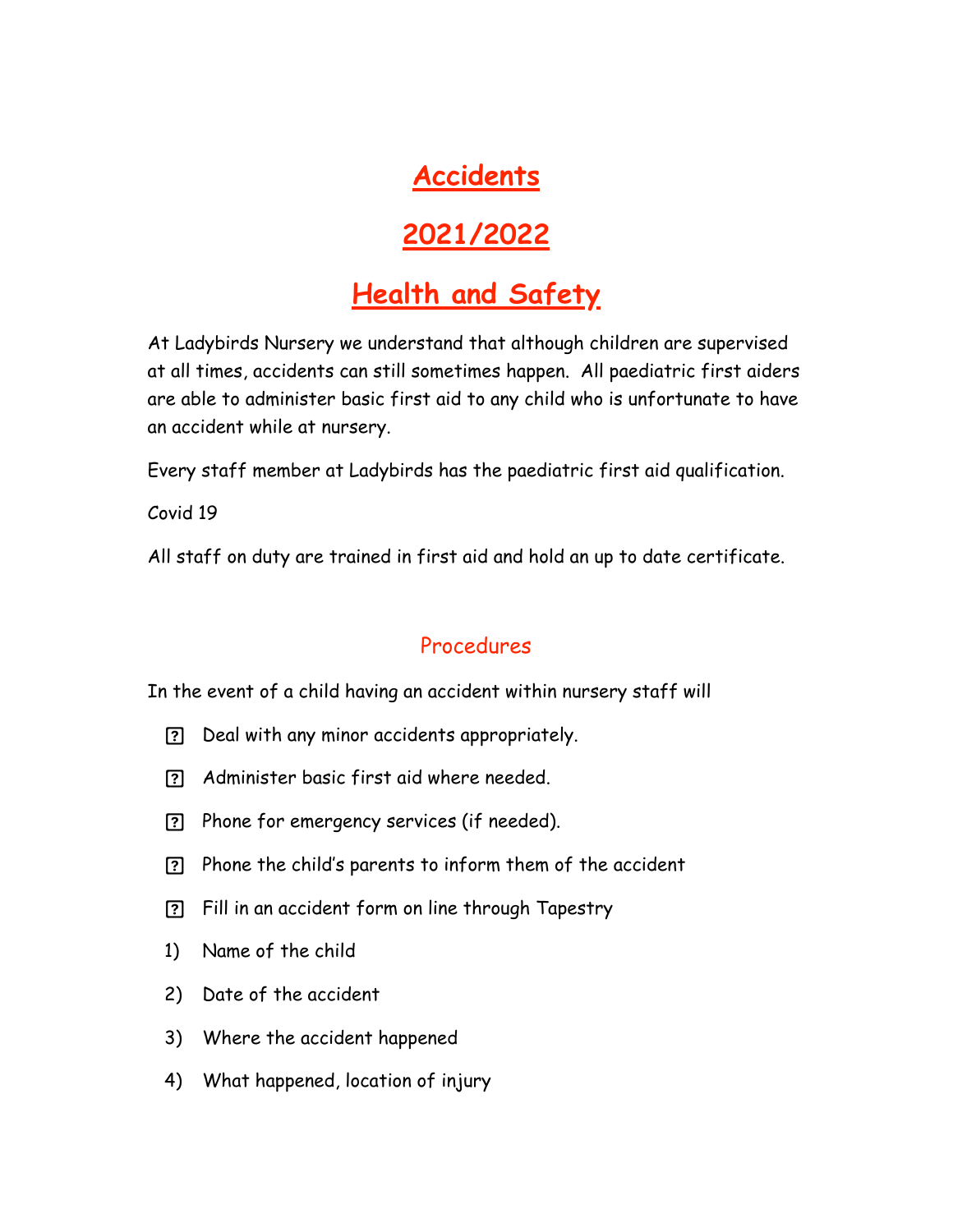# Accidents

# 2021/2022

# Health and Safety

At Ladybirds Nursery we understand that although children are supervised at all times, accidents can still sometimes happen. All paediatric first aiders are able to administer basic first aid to any child who is unfortunate to have an accident while at nursery.

Every staff member at Ladybirds has the paediatric first aid qualification.

Covid 19

All staff on duty are trained in first aid and hold an up to date certificate.

## Procedures

In the event of a child having an accident within nursery staff will

- Deal with any minor accidents appropriately.
- Administer basic first aid where needed.
- Phone for emergency services (if needed).
- Phone the child's parents to inform them of the accident
- Fill in an accident form on line through Tapestry

1) Name of the child
2) Date of the accident
3) Where the accident happened
4) What happened, location of injury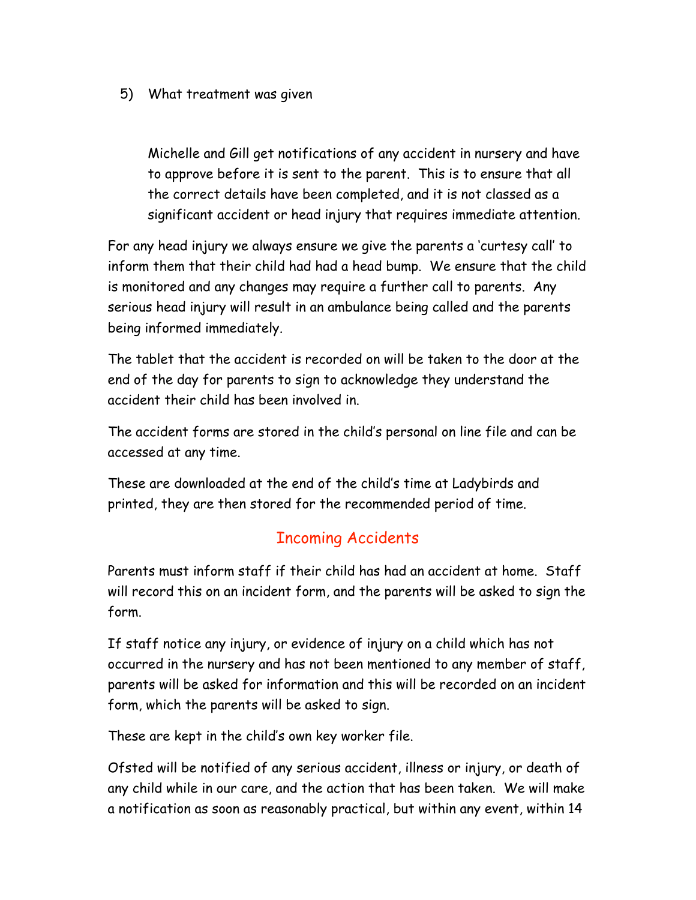5) What treatment was given

   Michelle and Gill get notifications of any accident in nursery and have to approve before it is sent to the parent. This is to ensure that all the correct details have been completed, and it is not classed as a significant accident or head injury that requires immediate attention.

For any head injury we always ensure we give the parents a 'curtesy call' to inform them that their child had had a head bump. We ensure that the child is monitored and any changes may require a further call to parents. Any serious head injury will result in an ambulance being called and the parents being informed immediately.

The tablet that the accident is recorded on will be taken to the door at the end of the day for parents to sign to acknowledge they understand the accident their child has been involved in.

The accident forms are stored in the child's personal on line file and can be accessed at any time.

These are downloaded at the end of the child's time at Ladybirds and printed, they are then stored for the recommended period of time.

## Incoming Accidents

Parents must inform staff if their child has had an accident at home. Staff will record this on an incident form, and the parents will be asked to sign the form.

If staff notice any injury, or evidence of injury on a child which has not occurred in the nursery and has not been mentioned to any member of staff, parents will be asked for information and this will be recorded on an incident form, which the parents will be asked to sign.

These are kept in the child's own key worker file.

Ofsted will be notified of any serious accident, illness or injury, or death of any child while in our care, and the action that has been taken. We will make a notification as soon as reasonably practical, but within any event, within 14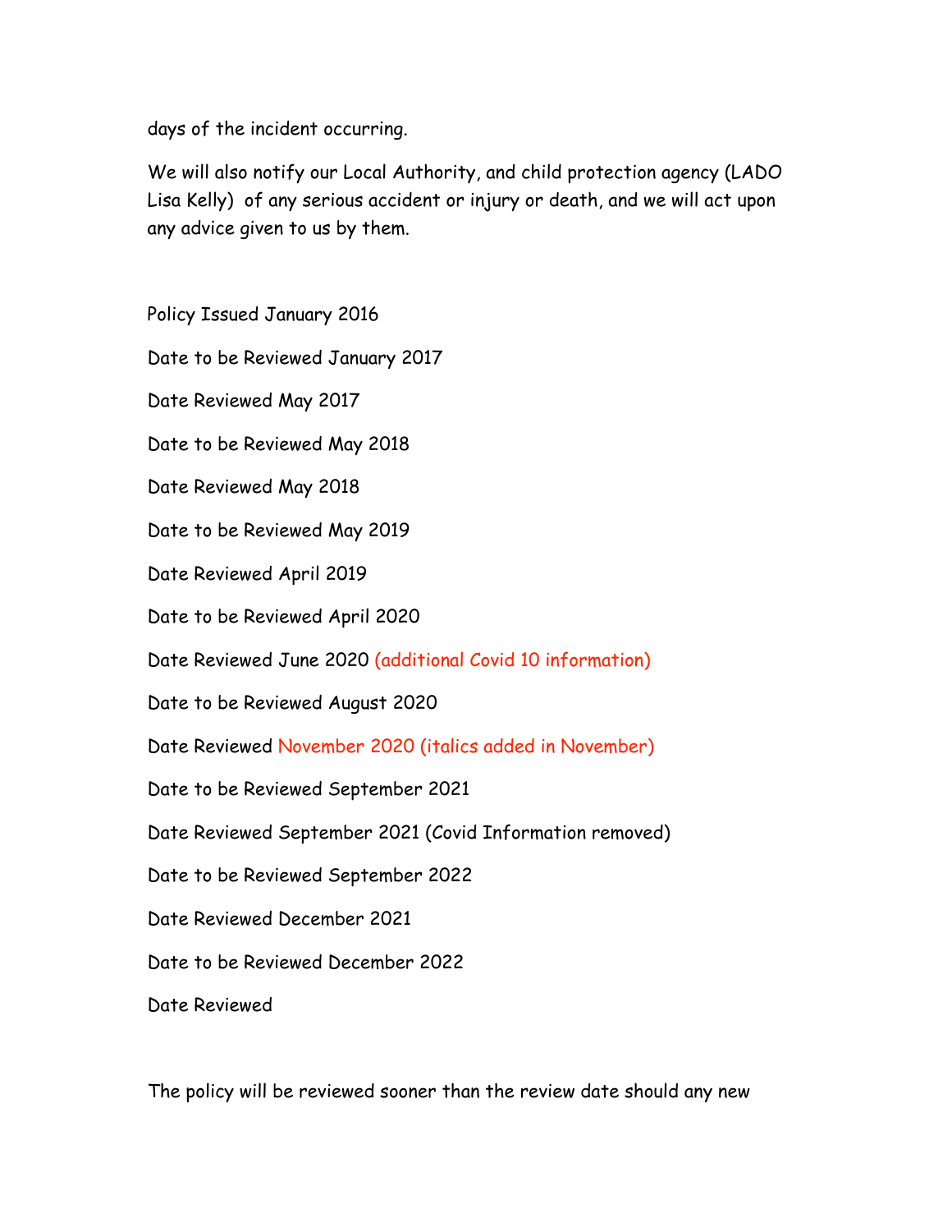days of the incident occurring.

We will also notify our Local Authority, and child protection agency (LADO Lisa Kelly) of any serious accident or injury or death, and we will act upon any advice given to us by them.

Policy Issued January 2016

Date to be Reviewed January 2017

Date Reviewed May 2017

Date to be Reviewed May 2018

Date Reviewed May 2018

Date to be Reviewed May 2019

Date Reviewed April 2019

Date to be Reviewed April 2020

Date Reviewed June 2020 (additional Covid 10 information)

Date to be Reviewed August 2020

Date Reviewed November 2020 (italics added in November)

Date to be Reviewed September 2021

Date Reviewed September 2021 (Covid Information removed)

Date to be Reviewed September 2022

Date Reviewed December 2021

Date to be Reviewed December 2022

Date Reviewed

The policy will be reviewed sooner than the review date should any new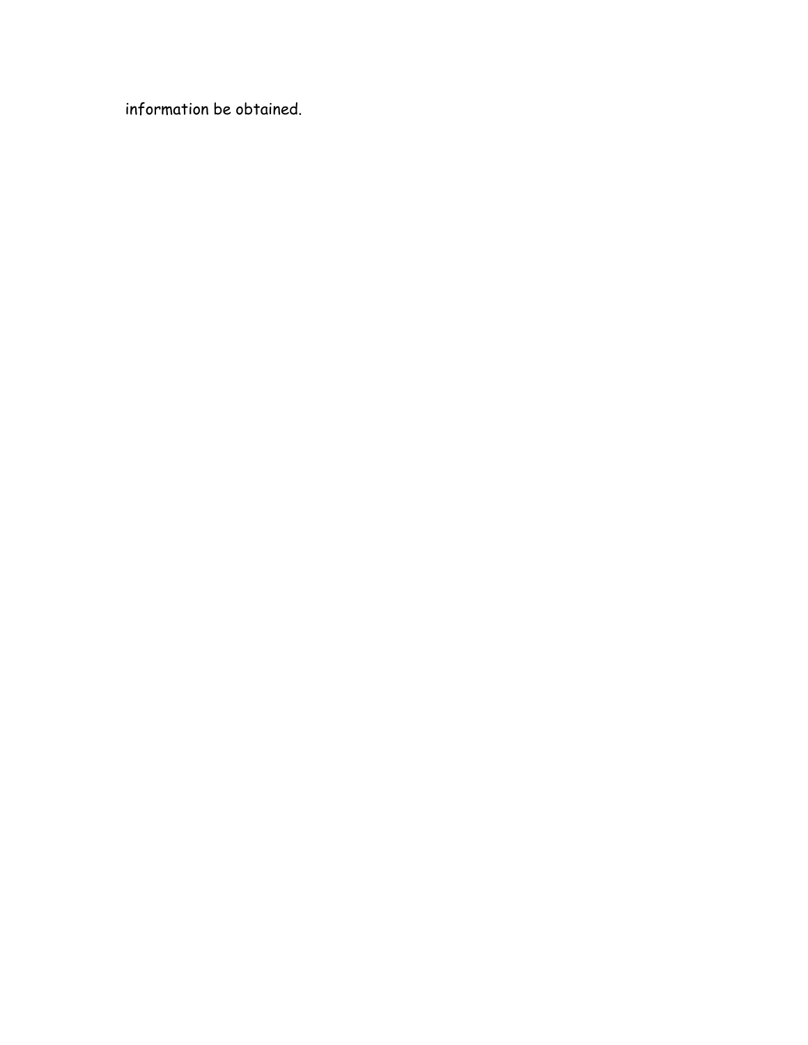information be obtained.